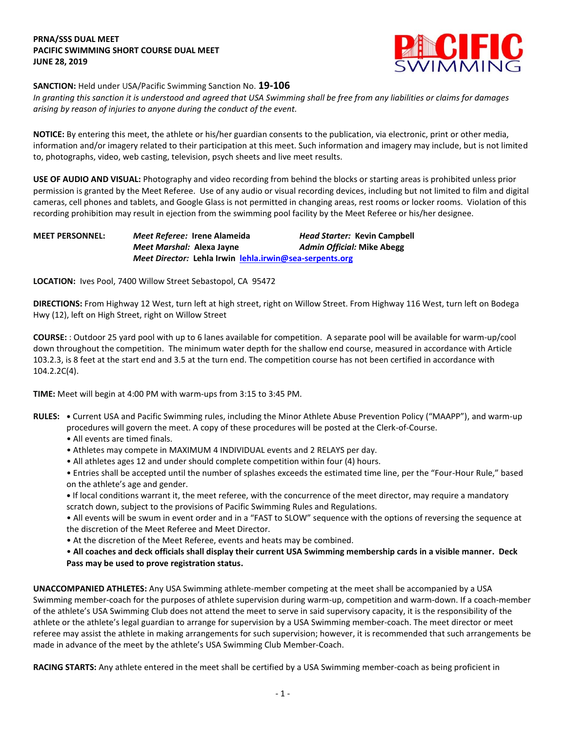**PRNA/SSS DUAL MEET**
**PACIFIC SWIMMING SHORT COURSE DUAL MEET**
**JUNE 28, 2019**

**SANCTION:** Held under USA/Pacific Swimming Sanction No. **19-106**
*In granting this sanction it is understood and agreed that USA Swimming shall be free from any liabilities or claims for damages arising by reason of injuries to anyone during the conduct of the event.*

**NOTICE:** By entering this meet, the athlete or his/her guardian consents to the publication, via electronic, print or other media, information and/or imagery related to their participation at this meet. Such information and imagery may include, but is not limited to, photographs, video, web casting, television, psych sheets and live meet results.

**USE OF AUDIO AND VISUAL:** Photography and video recording from behind the blocks or starting areas is prohibited unless prior permission is granted by the Meet Referee. Use of any audio or visual recording devices, including but not limited to film and digital cameras, cell phones and tablets, and Google Glass is not permitted in changing areas, rest rooms or locker rooms. Violation of this recording prohibition may result in ejection from the swimming pool facility by the Meet Referee or his/her designee.

**MEET PERSONNEL:** ***Meet Referee:*** **Irene Alameida** ***Head Starter:*** **Kevin Campbell**
***Meet Marshal:*** **Alexa Jayne** ***Admin Official:*** **Mike Abegg**
***Meet Director:*** **Lehla Irwin** **lehla.irwin@sea-serpents.org**

**LOCATION:** Ives Pool, 7400 Willow Street Sebastopol, CA 95472

**DIRECTIONS:** From Highway 12 West, turn left at high street, right on Willow Street. From Highway 116 West, turn left on Bodega Hwy (12), left on High Street, right on Willow Street

**COURSE:** : Outdoor 25 yard pool with up to 6 lanes available for competition. A separate pool will be available for warm-up/cool down throughout the competition. The minimum water depth for the shallow end course, measured in accordance with Article 103.2.3, is 8 feet at the start end and 3.5 at the turn end. The competition course has not been certified in accordance with 104.2.2C(4).

**TIME:** Meet will begin at 4:00 PM with warm-ups from 3:15 to 3:45 PM.

**RULES:**
- Current USA and Pacific Swimming rules, including the Minor Athlete Abuse Prevention Policy ("MAAPP"), and warm-up procedures will govern the meet. A copy of these procedures will be posted at the Clerk-of-Course.
- All events are timed finals.
- Athletes may compete in MAXIMUM 4 INDIVIDUAL events and 2 RELAYS per day.
- All athletes ages 12 and under should complete competition within four (4) hours.
- Entries shall be accepted until the number of splashes exceeds the estimated time line, per the "Four-Hour Rule," based on the athlete's age and gender.
- If local conditions warrant it, the meet referee, with the concurrence of the meet director, may require a mandatory scratch down, subject to the provisions of Pacific Swimming Rules and Regulations.
- All events will be swum in event order and in a "FAST to SLOW" sequence with the options of reversing the sequence at the discretion of the Meet Referee and Meet Director.
- At the discretion of the Meet Referee, events and heats may be combined.
- **All coaches and deck officials shall display their current USA Swimming membership cards in a visible manner. Deck Pass may be used to prove registration status.**

**UNACCOMPANIED ATHLETES:** Any USA Swimming athlete-member competing at the meet shall be accompanied by a USA Swimming member-coach for the purposes of athlete supervision during warm-up, competition and warm-down. If a coach-member of the athlete's USA Swimming Club does not attend the meet to serve in said supervisory capacity, it is the responsibility of the athlete or the athlete's legal guardian to arrange for supervision by a USA Swimming member-coach. The meet director or meet referee may assist the athlete in making arrangements for such supervision; however, it is recommended that such arrangements be made in advance of the meet by the athlete's USA Swimming Club Member-Coach.

**RACING STARTS:** Any athlete entered in the meet shall be certified by a USA Swimming member-coach as being proficient in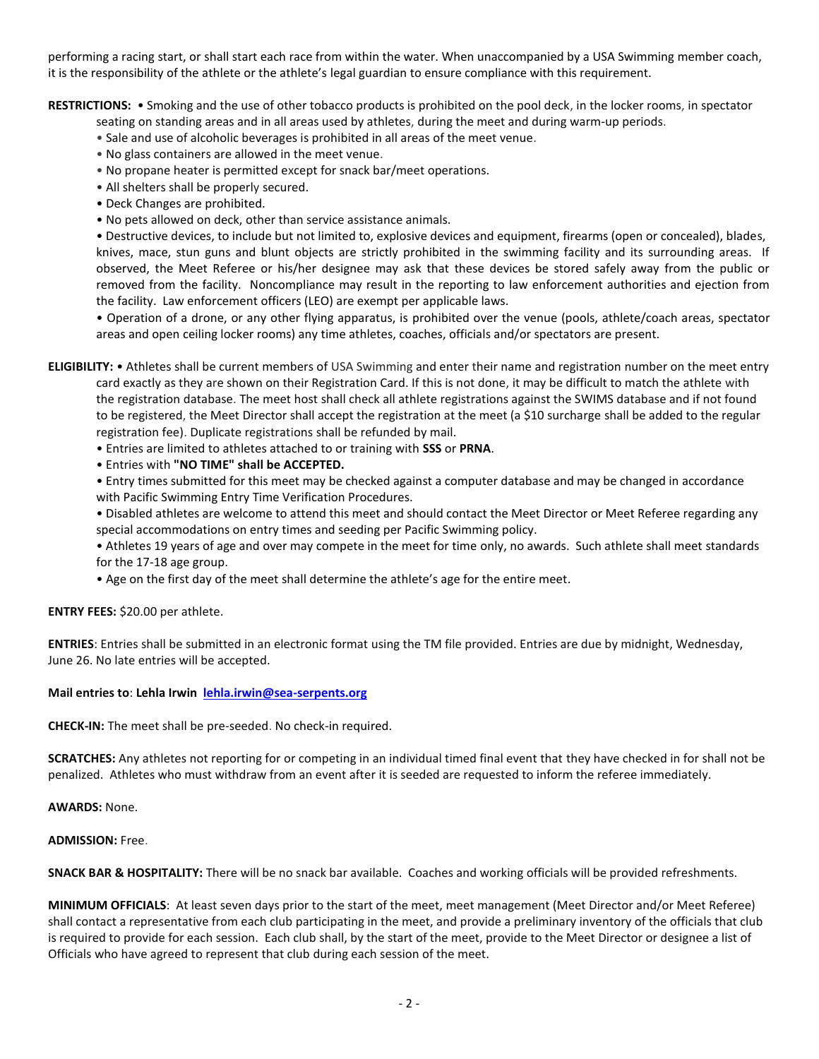performing a racing start, or shall start each race from within the water. When unaccompanied by a USA Swimming member coach, it is the responsibility of the athlete or the athlete's legal guardian to ensure compliance with this requirement.

**RESTRICTIONS:** • Smoking and the use of other tobacco products is prohibited on the pool deck, in the locker rooms, in spectator seating on standing areas and in all areas used by athletes, during the meet and during warm-up periods.

• Sale and use of alcoholic beverages is prohibited in all areas of the meet venue.

• No glass containers are allowed in the meet venue.

• No propane heater is permitted except for snack bar/meet operations.

• All shelters shall be properly secured.

• Deck Changes are prohibited.

• No pets allowed on deck, other than service assistance animals.

• Destructive devices, to include but not limited to, explosive devices and equipment, firearms (open or concealed), blades, knives, mace, stun guns and blunt objects are strictly prohibited in the swimming facility and its surrounding areas. If observed, the Meet Referee or his/her designee may ask that these devices be stored safely away from the public or removed from the facility. Noncompliance may result in the reporting to law enforcement authorities and ejection from the facility. Law enforcement officers (LEO) are exempt per applicable laws.

• Operation of a drone, or any other flying apparatus, is prohibited over the venue (pools, athlete/coach areas, spectator areas and open ceiling locker rooms) any time athletes, coaches, officials and/or spectators are present.

**ELIGIBILITY:** • Athletes shall be current members of USA Swimming and enter their name and registration number on the meet entry card exactly as they are shown on their Registration Card. If this is not done, it may be difficult to match the athlete with the registration database. The meet host shall check all athlete registrations against the SWIMS database and if not found to be registered, the Meet Director shall accept the registration at the meet (a $10 surcharge shall be added to the regular registration fee). Duplicate registrations shall be refunded by mail.

• Entries are limited to athletes attached to or training with **SSS** or **PRNA**.

• Entries with **"NO TIME" shall be ACCEPTED.**

• Entry times submitted for this meet may be checked against a computer database and may be changed in accordance with Pacific Swimming Entry Time Verification Procedures.

• Disabled athletes are welcome to attend this meet and should contact the Meet Director or Meet Referee regarding any special accommodations on entry times and seeding per Pacific Swimming policy.

• Athletes 19 years of age and over may compete in the meet for time only, no awards. Such athlete shall meet standards for the 17-18 age group.

• Age on the first day of the meet shall determine the athlete's age for the entire meet.

**ENTRY FEES:** $20.00 per athlete.

**ENTRIES**: Entries shall be submitted in an electronic format using the TM file provided. Entries are due by midnight, Wednesday, June 26. No late entries will be accepted.

**Mail entries to**: **Lehla Irwin** **lehla.irwin@sea-serpents.org**

**CHECK-IN:** The meet shall be pre-seeded. No check-in required.

**SCRATCHES:** Any athletes not reporting for or competing in an individual timed final event that they have checked in for shall not be penalized. Athletes who must withdraw from an event after it is seeded are requested to inform the referee immediately.

**AWARDS:** None.

**ADMISSION:** Free.

**SNACK BAR & HOSPITALITY:** There will be no snack bar available. Coaches and working officials will be provided refreshments.

**MINIMUM OFFICIALS**: At least seven days prior to the start of the meet, meet management (Meet Director and/or Meet Referee) shall contact a representative from each club participating in the meet, and provide a preliminary inventory of the officials that club is required to provide for each session. Each club shall, by the start of the meet, provide to the Meet Director or designee a list of Officials who have agreed to represent that club during each session of the meet.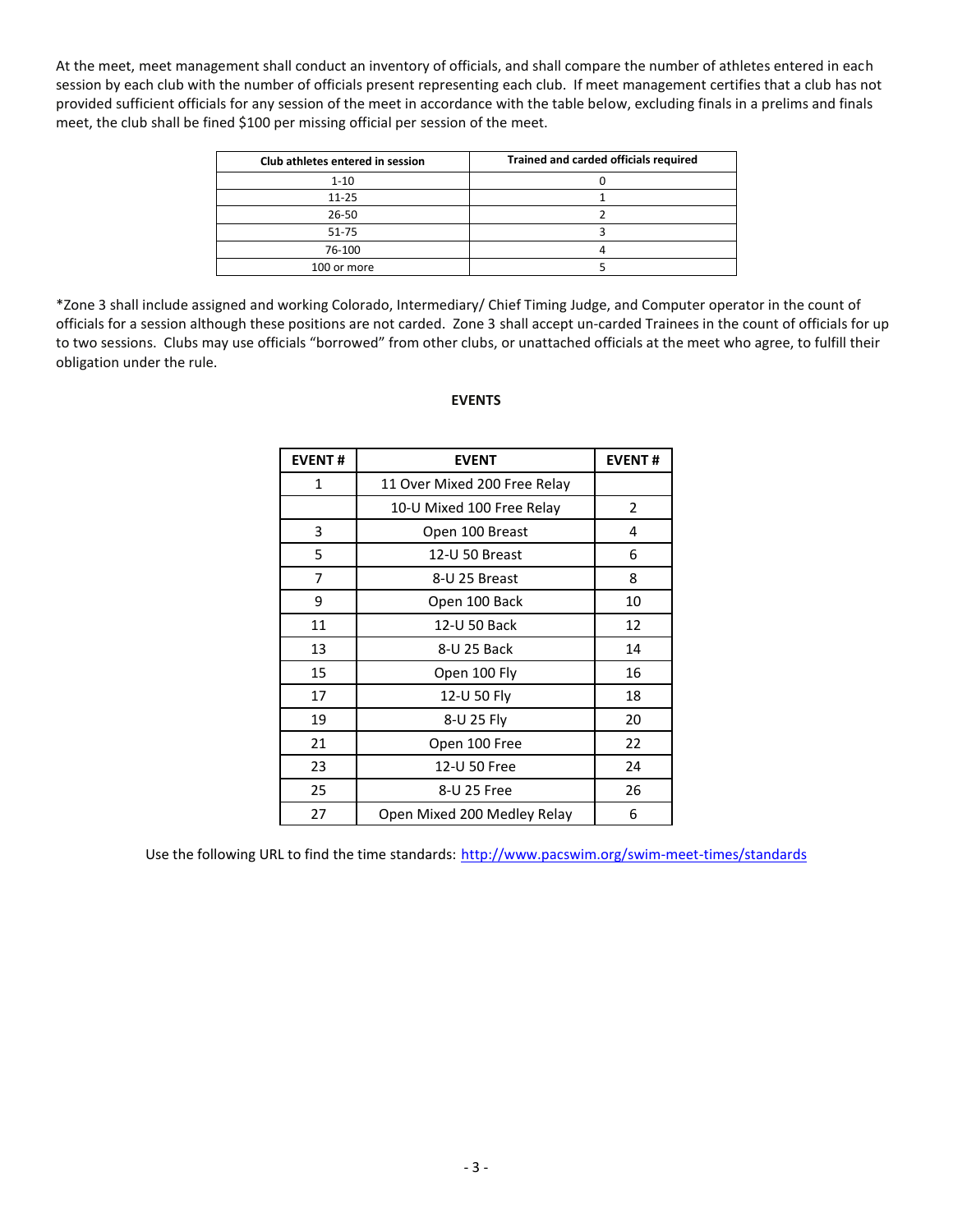At the meet, meet management shall conduct an inventory of officials, and shall compare the number of athletes entered in each session by each club with the number of officials present representing each club. If meet management certifies that a club has not provided sufficient officials for any session of the meet in accordance with the table below, excluding finals in a prelims and finals meet, the club shall be fined $100 per missing official per session of the meet.

| Club athletes entered in session | Trained and carded officials required |
|---|---|
| 1-10 | 0 |
| 11-25 | 1 |
| 26-50 | 2 |
| 51-75 | 3 |
| 76-100 | 4 |
| 100 or more | 5 |

*Zone 3 shall include assigned and working Colorado, Intermediary/ Chief Timing Judge, and Computer operator in the count of officials for a session although these positions are not carded. Zone 3 shall accept un-carded Trainees in the count of officials for up to two sessions. Clubs may use officials "borrowed" from other clubs, or unattached officials at the meet who agree, to fulfill their obligation under the rule.

## EVENTS

| EVENT # | EVENT | EVENT # |
|---|---|---|
| 1 | 11 Over Mixed 200 Free Relay | |
| | 10-U Mixed 100 Free Relay | 2 |
| 3 | Open 100 Breast | 4 |
| 5 | 12-U 50 Breast | 6 |
| 7 | 8-U 25 Breast | 8 |
| 9 | Open 100 Back | 10 |
| 11 | 12-U 50 Back | 12 |
| 13 | 8-U 25 Back | 14 |
| 15 | Open 100 Fly | 16 |
| 17 | 12-U 50 Fly | 18 |
| 19 | 8-U 25 Fly | 20 |
| 21 | Open 100 Free | 22 |
| 23 | 12-U 50 Free | 24 |
| 25 | 8-U 25 Free | 26 |
| 27 | Open Mixed 200 Medley Relay | 6 |

Use the following URL to find the time standards: [http://www.pacswim.org/swim-meet-times/standards](http://www.pacswim.org/swim-meet-times/standards)